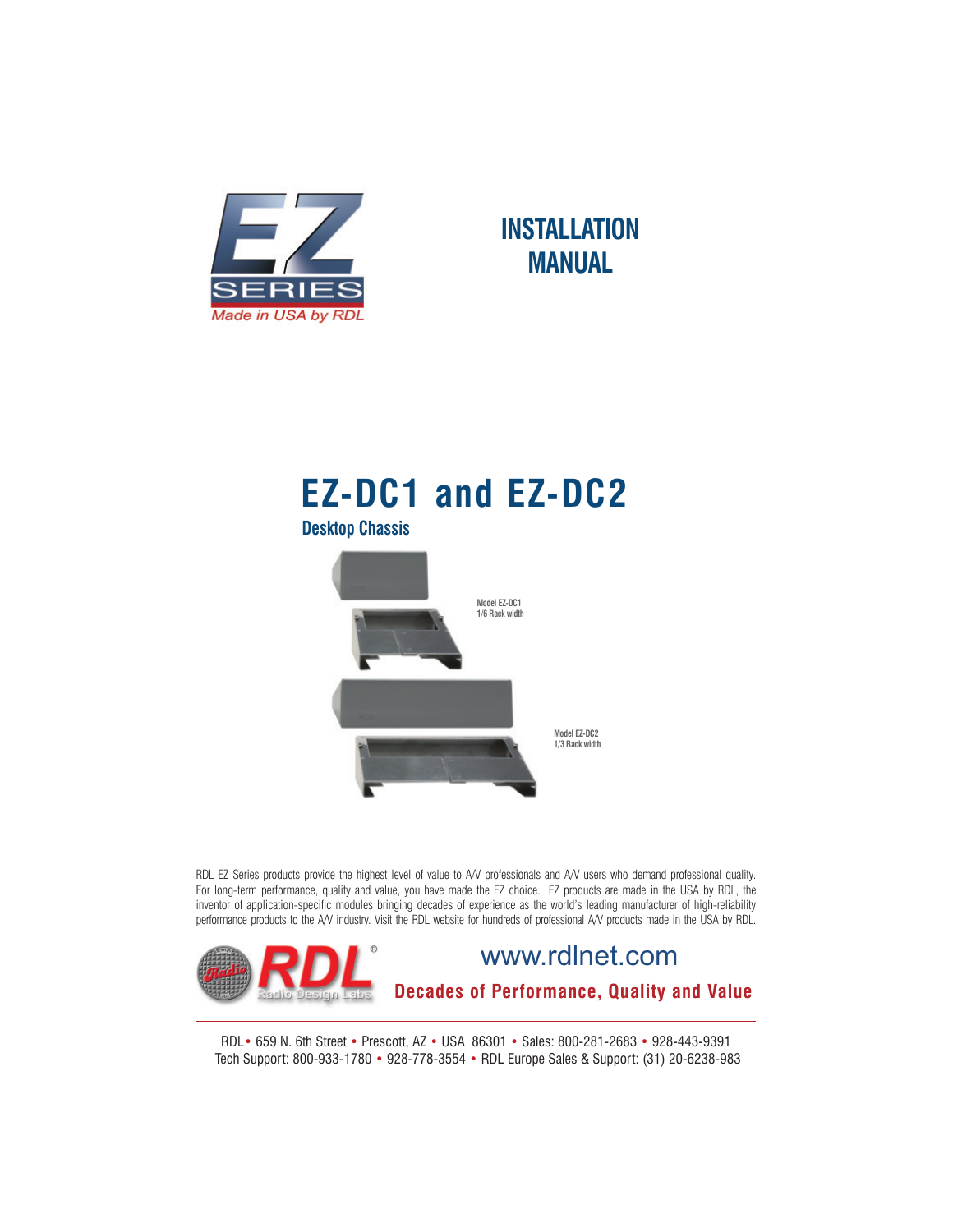EZ SERIES

Made in USA by RDL

# INSTALLATION MANUAL

# EZ-DC1 and EZ-DC2

## Desktop Chassis

Model EZ-DC1
1/6 Rack width

Model EZ-DC2
1/3 Rack width

RDL EZ Series products provide the highest level of value to A/V professionals and A/V users who demand professional quality. For long-term performance, quality and value, you have made the EZ choice. EZ products are made in the USA by RDL, the inventor of application-specific modules bringing decades of experience as the world's leading manufacturer of high-reliability performance products to the A/V industry. Visit the RDL website for hundreds of professional A/V products made in the USA by RDL.

RDL® Radio Design Labs

www.rdlnet.com

**Decades of Performance, Quality and Value**

RDL • 659 N. 6th Street • Prescott, AZ • USA 86301 • Sales: 800-281-2683 • 928-443-9391
Tech Support: 800-933-1780 • 928-778-3554 • RDL Europe Sales & Support: (31) 20-6238-983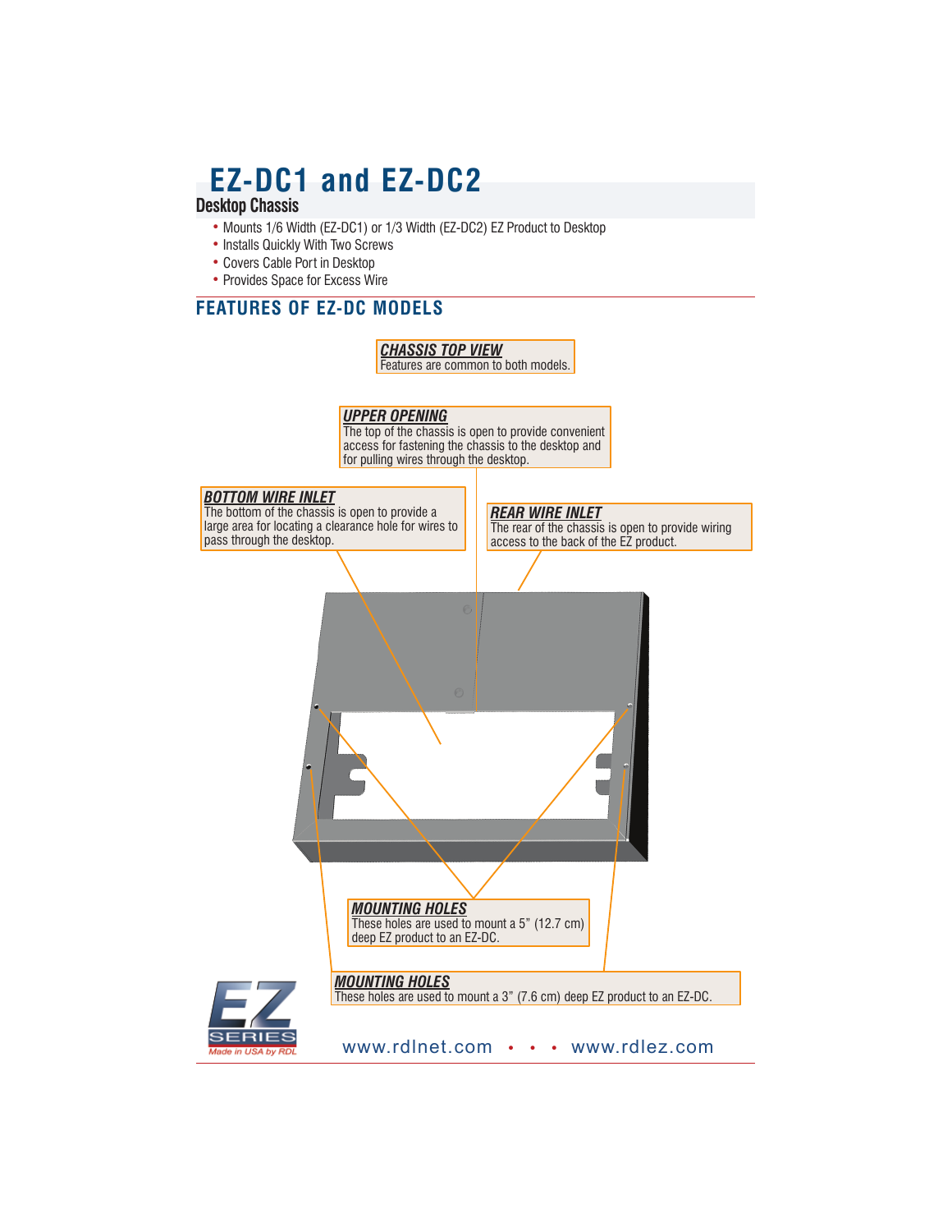# EZ-DC1 and EZ-DC2

## Desktop Chassis

- Mounts 1/6 Width (EZ-DC1) or 1/3 Width (EZ-DC2) EZ Product to Desktop
- Installs Quickly With Two Screws
- Covers Cable Port in Desktop
- Provides Space for Excess Wire

## FEATURES OF EZ-DC MODELS

***CHASSIS TOP VIEW***
Features are common to both models.

***UPPER OPENING***
The top of the chassis is open to provide convenient access for fastening the chassis to the desktop and for pulling wires through the desktop.

***BOTTOM WIRE INLET***
The bottom of the chassis is open to provide a large area for locating a clearance hole for wires to pass through the desktop.

***REAR WIRE INLET***
The rear of the chassis is open to provide wiring access to the back of the EZ product.

***MOUNTING HOLES***
These holes are used to mount a 5" (12.7 cm) deep EZ product to an EZ-DC.

***MOUNTING HOLES***
These holes are used to mount a 3" (7.6 cm) deep EZ product to an EZ-DC.

www.rdlnet.com • • • www.rdlez.com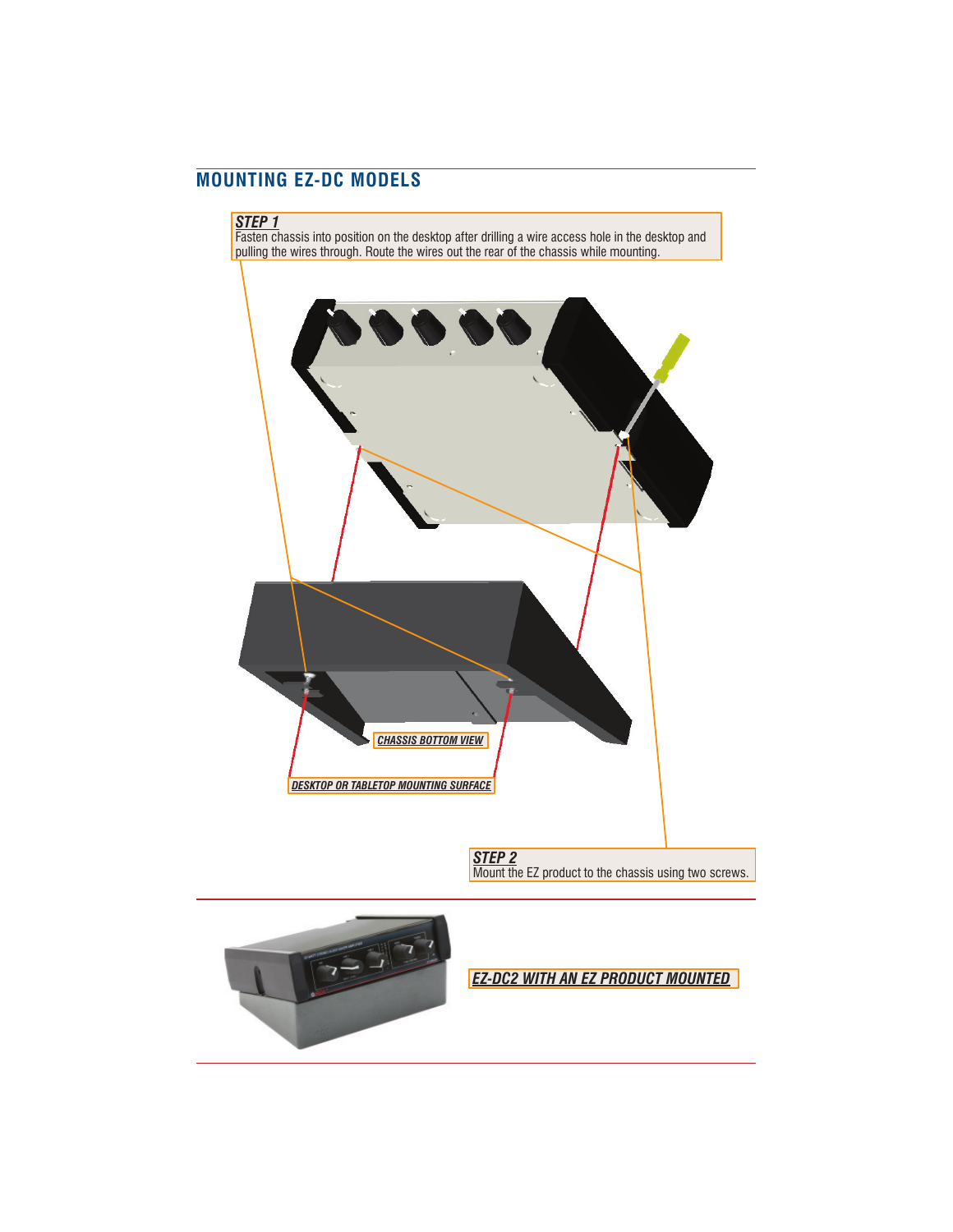## MOUNTING EZ-DC MODELS

***STEP 1***
Fasten chassis into position on the desktop after drilling a wire access hole in the desktop and pulling the wires through. Route the wires out the rear of the chassis while mounting.

***CHASSIS BOTTOM VIEW***

***DESKTOP OR TABLETOP MOUNTING SURFACE***

***STEP 2***
Mount the EZ product to the chassis using two screws.

***EZ-DC2 WITH AN EZ PRODUCT MOUNTED***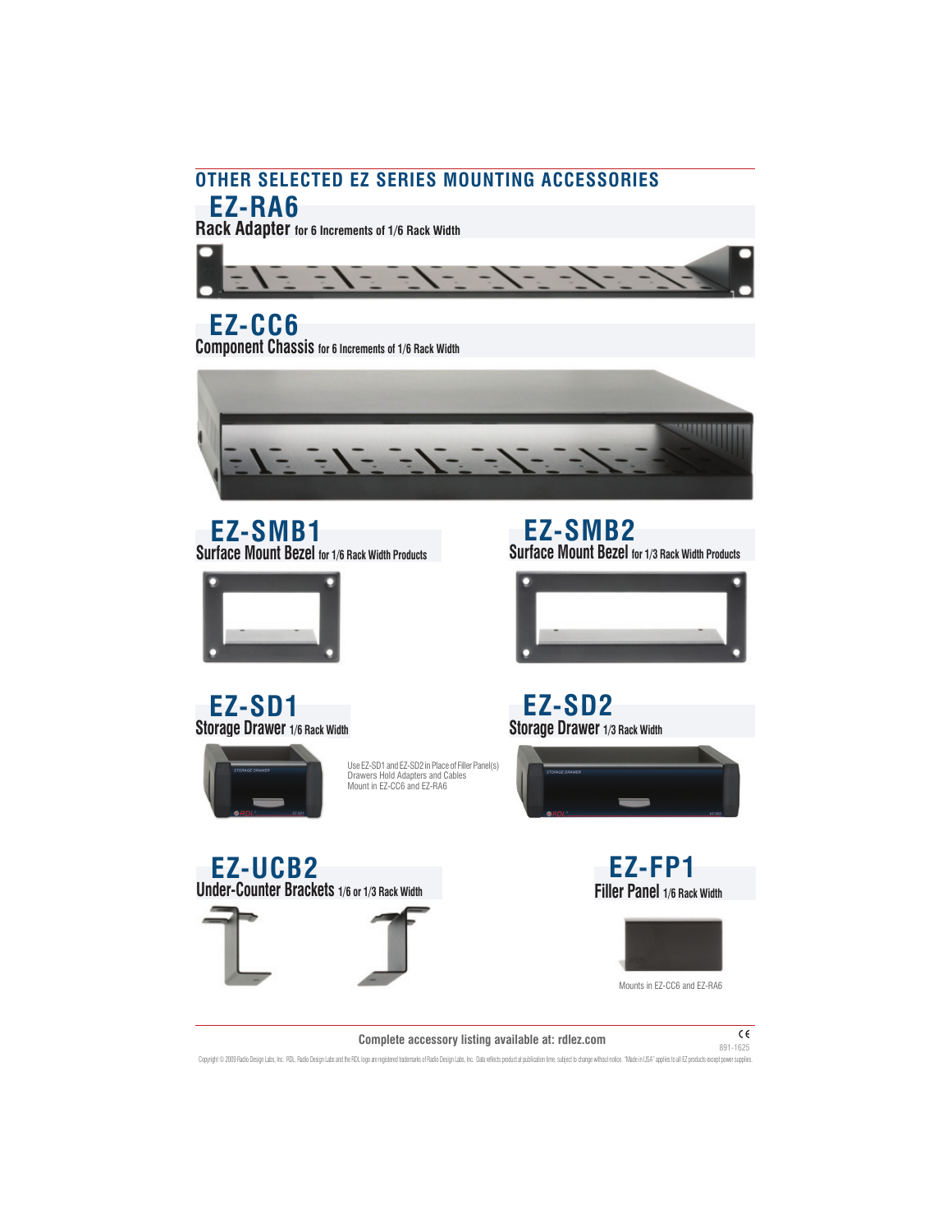# OTHER SELECTED EZ SERIES MOUNTING ACCESSORIES

## EZ-RA6

**Rack Adapter** for 6 Increments of 1/6 Rack Width

## EZ-CC6

**Component Chassis** for 6 Increments of 1/6 Rack Width

## EZ-SMB1

**Surface Mount Bezel** for 1/6 Rack Width Products

## EZ-SMB2

**Surface Mount Bezel** for 1/3 Rack Width Products

## EZ-SD1

**Storage Drawer** 1/6 Rack Width

Use EZ-SD1 and EZ-SD2 in Place of Filler Panel(s)
Drawers Hold Adapters and Cables
Mount in EZ-CC6 and EZ-RA6

## EZ-SD2

**Storage Drawer** 1/3 Rack Width

## EZ-UCB2

**Under-Counter Brackets** 1/6 or 1/3 Rack Width

## EZ-FP1

**Filler Panel** 1/6 Rack Width

Mounts in EZ-CC6 and EZ-RA6

**Complete accessory listing available at: rdlez.com**

891-1625

Copyright © 2009 Radio Design Labs, Inc. RDL, Radio Design Labs and the RDL logo are registered trademarks of Radio Design Labs, Inc. Data reflects product at publication time, subject to change without notice. "Made in USA" applies to all EZ products except power supplies.